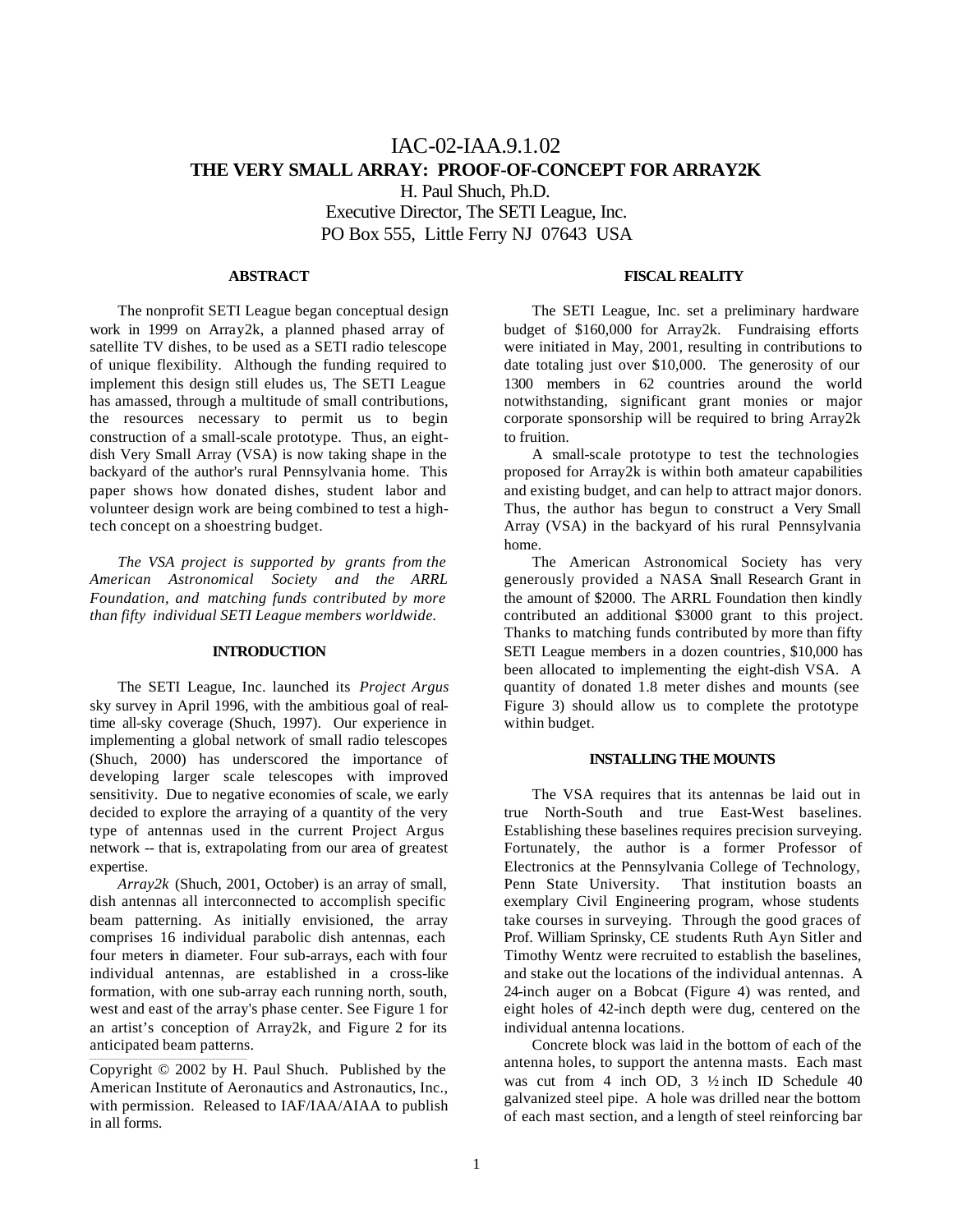# IAC-02-IAA.9.1.02
## THE VERY SMALL ARRAY: PROOF-OF-CONCEPT FOR ARRAY2K

H. Paul Shuch, Ph.D.
Executive Director, The SETI League, Inc.
PO Box 555, Little Ferry NJ 07643 USA

### ABSTRACT

The nonprofit SETI League began conceptual design work in 1999 on Array2k, a planned phased array of satellite TV dishes, to be used as a SETI radio telescope of unique flexibility. Although the funding required to implement this design still eludes us, The SETI League has amassed, through a multitude of small contributions, the resources necessary to permit us to begin construction of a small-scale prototype. Thus, an eight-dish Very Small Array (VSA) is now taking shape in the backyard of the author's rural Pennsylvania home. This paper shows how donated dishes, student labor and volunteer design work are being combined to test a high-tech concept on a shoestring budget.

*The VSA project is supported by grants from the American Astronomical Society and the ARRL Foundation, and matching funds contributed by more than fifty individual SETI League members worldwide.*

### INTRODUCTION

The SETI League, Inc. launched its *Project Argus* sky survey in April 1996, with the ambitious goal of real-time all-sky coverage (Shuch, 1997). Our experience in implementing a global network of small radio telescopes (Shuch, 2000) has underscored the importance of developing larger scale telescopes with improved sensitivity. Due to negative economies of scale, we early decided to explore the arraying of a quantity of the very type of antennas used in the current Project Argus network -- that is, extrapolating from our area of greatest expertise.

*Array2k* (Shuch, 2001, October) is an array of small, dish antennas all interconnected to accomplish specific beam patterning. As initially envisioned, the array comprises 16 individual parabolic dish antennas, each four meters in diameter. Four sub-arrays, each with four individual antennas, are established in a cross-like formation, with one sub-array each running north, south, west and east of the array's phase center. See Figure 1 for an artist's conception of Array2k, and Figure 2 for its anticipated beam patterns.

Copyright © 2002 by H. Paul Shuch. Published by the American Institute of Aeronautics and Astronautics, Inc., with permission. Released to IAF/IAA/AIAA to publish in all forms.

### FISCAL REALITY

The SETI League, Inc. set a preliminary hardware budget of $160,000 for Array2k. Fundraising efforts were initiated in May, 2001, resulting in contributions to date totaling just over $10,000. The generosity of our 1300 members in 62 countries around the world notwithstanding, significant grant monies or major corporate sponsorship will be required to bring Array2k to fruition.

A small-scale prototype to test the technologies proposed for Array2k is within both amateur capabilities and existing budget, and can help to attract major donors. Thus, the author has begun to construct a Very Small Array (VSA) in the backyard of his rural Pennsylvania home.

The American Astronomical Society has very generously provided a NASA Small Research Grant in the amount of $2000. The ARRL Foundation then kindly contributed an additional $3000 grant to this project. Thanks to matching funds contributed by more than fifty SETI League members in a dozen countries, $10,000 has been allocated to implementing the eight-dish VSA. A quantity of donated 1.8 meter dishes and mounts (see Figure 3) should allow us to complete the prototype within budget.

### INSTALLING THE MOUNTS

The VSA requires that its antennas be laid out in true North-South and true East-West baselines. Establishing these baselines requires precision surveying. Fortunately, the author is a former Professor of Electronics at the Pennsylvania College of Technology, Penn State University. That institution boasts an exemplary Civil Engineering program, whose students take courses in surveying. Through the good graces of Prof. William Sprinsky, CE students Ruth Ayn Sitler and Timothy Wentz were recruited to establish the baselines, and stake out the locations of the individual antennas. A 24-inch auger on a Bobcat (Figure 4) was rented, and eight holes of 42-inch depth were dug, centered on the individual antenna locations.

Concrete block was laid in the bottom of each of the antenna holes, to support the antenna masts. Each mast was cut from 4 inch OD, 3 ½ inch ID Schedule 40 galvanized steel pipe. A hole was drilled near the bottom of each mast section, and a length of steel reinforcing bar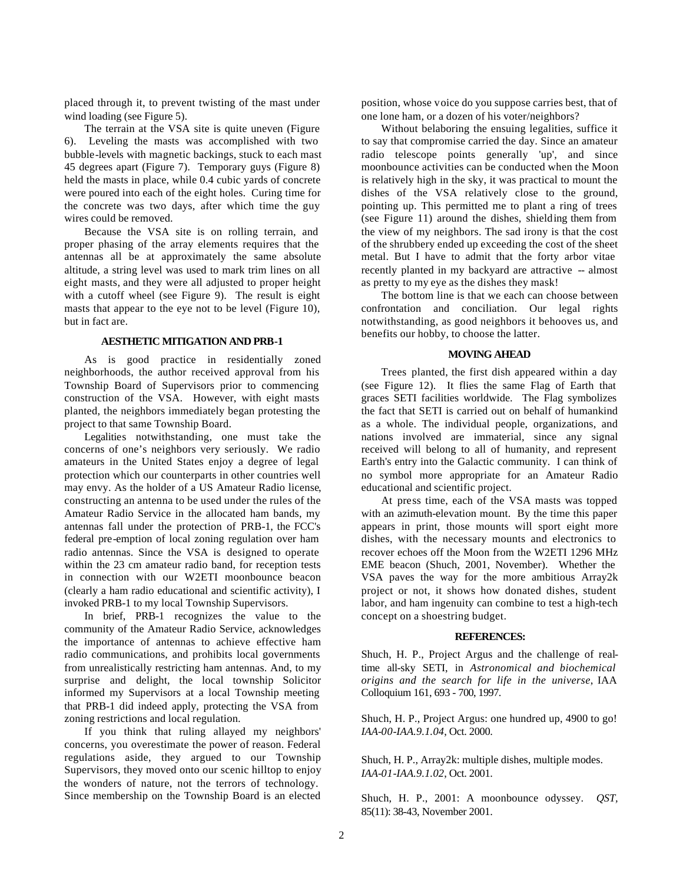placed through it, to prevent twisting of the mast under wind loading (see Figure 5).

The terrain at the VSA site is quite uneven (Figure 6). Leveling the masts was accomplished with two bubble-levels with magnetic backings, stuck to each mast 45 degrees apart (Figure 7). Temporary guys (Figure 8) held the masts in place, while 0.4 cubic yards of concrete were poured into each of the eight holes. Curing time for the concrete was two days, after which time the guy wires could be removed.

Because the VSA site is on rolling terrain, and proper phasing of the array elements requires that the antennas all be at approximately the same absolute altitude, a string level was used to mark trim lines on all eight masts, and they were all adjusted to proper height with a cutoff wheel (see Figure 9). The result is eight masts that appear to the eye not to be level (Figure 10), but in fact are.

## AESTHETIC MITIGATION AND PRB-1

As is good practice in residentially zoned neighborhoods, the author received approval from his Township Board of Supervisors prior to commencing construction of the VSA. However, with eight masts planted, the neighbors immediately began protesting the project to that same Township Board.

Legalities notwithstanding, one must take the concerns of one's neighbors very seriously. We radio amateurs in the United States enjoy a degree of legal protection which our counterparts in other countries well may envy. As the holder of a US Amateur Radio license, constructing an antenna to be used under the rules of the Amateur Radio Service in the allocated ham bands, my antennas fall under the protection of PRB-1, the FCC's federal pre-emption of local zoning regulation over ham radio antennas. Since the VSA is designed to operate within the 23 cm amateur radio band, for reception tests in connection with our W2ETI moonbounce beacon (clearly a ham radio educational and scientific activity), I invoked PRB-1 to my local Township Supervisors.

In brief, PRB-1 recognizes the value to the community of the Amateur Radio Service, acknowledges the importance of antennas to achieve effective ham radio communications, and prohibits local governments from unrealistically restricting ham antennas. And, to my surprise and delight, the local township Solicitor informed my Supervisors at a local Township meeting that PRB-1 did indeed apply, protecting the VSA from zoning restrictions and local regulation.

If you think that ruling allayed my neighbors' concerns, you overestimate the power of reason. Federal regulations aside, they argued to our Township Supervisors, they moved onto our scenic hilltop to enjoy the wonders of nature, not the terrors of technology. Since membership on the Township Board is an elected position, whose voice do you suppose carries best, that of one lone ham, or a dozen of his voter/neighbors?

Without belaboring the ensuing legalities, suffice it to say that compromise carried the day. Since an amateur radio telescope points generally 'up', and since moonbounce activities can be conducted when the Moon is relatively high in the sky, it was practical to mount the dishes of the VSA relatively close to the ground, pointing up. This permitted me to plant a ring of trees (see Figure 11) around the dishes, shielding them from the view of my neighbors. The sad irony is that the cost of the shrubbery ended up exceeding the cost of the sheet metal. But I have to admit that the forty arbor vitae recently planted in my backyard are attractive -- almost as pretty to my eye as the dishes they mask!

The bottom line is that we each can choose between confrontation and conciliation. Our legal rights notwithstanding, as good neighbors it behooves us, and benefits our hobby, to choose the latter.

## MOVING AHEAD

Trees planted, the first dish appeared within a day (see Figure 12). It flies the same Flag of Earth that graces SETI facilities worldwide. The Flag symbolizes the fact that SETI is carried out on behalf of humankind as a whole. The individual people, organizations, and nations involved are immaterial, since any signal received will belong to all of humanity, and represent Earth's entry into the Galactic community. I can think of no symbol more appropriate for an Amateur Radio educational and scientific project.

At press time, each of the VSA masts was topped with an azimuth-elevation mount. By the time this paper appears in print, those mounts will sport eight more dishes, with the necessary mounts and electronics to recover echoes off the Moon from the W2ETI 1296 MHz EME beacon (Shuch, 2001, November). Whether the VSA paves the way for the more ambitious Array2k project or not, it shows how donated dishes, student labor, and ham ingenuity can combine to test a high-tech concept on a shoestring budget.

## REFERENCES:

Shuch, H. P., Project Argus and the challenge of real-time all-sky SETI, in *Astronomical and biochemical origins and the search for life in the universe*, IAA Colloquium 161, 693 - 700, 1997.

Shuch, H. P., Project Argus: one hundred up, 4900 to go! *IAA-00-IAA.9.1.04*, Oct. 2000.

Shuch, H. P., Array2k: multiple dishes, multiple modes. *IAA-01-IAA.9.1.02*, Oct. 2001.

Shuch, H. P., 2001: A moonbounce odyssey. *QST*, 85(11): 38-43, November 2001.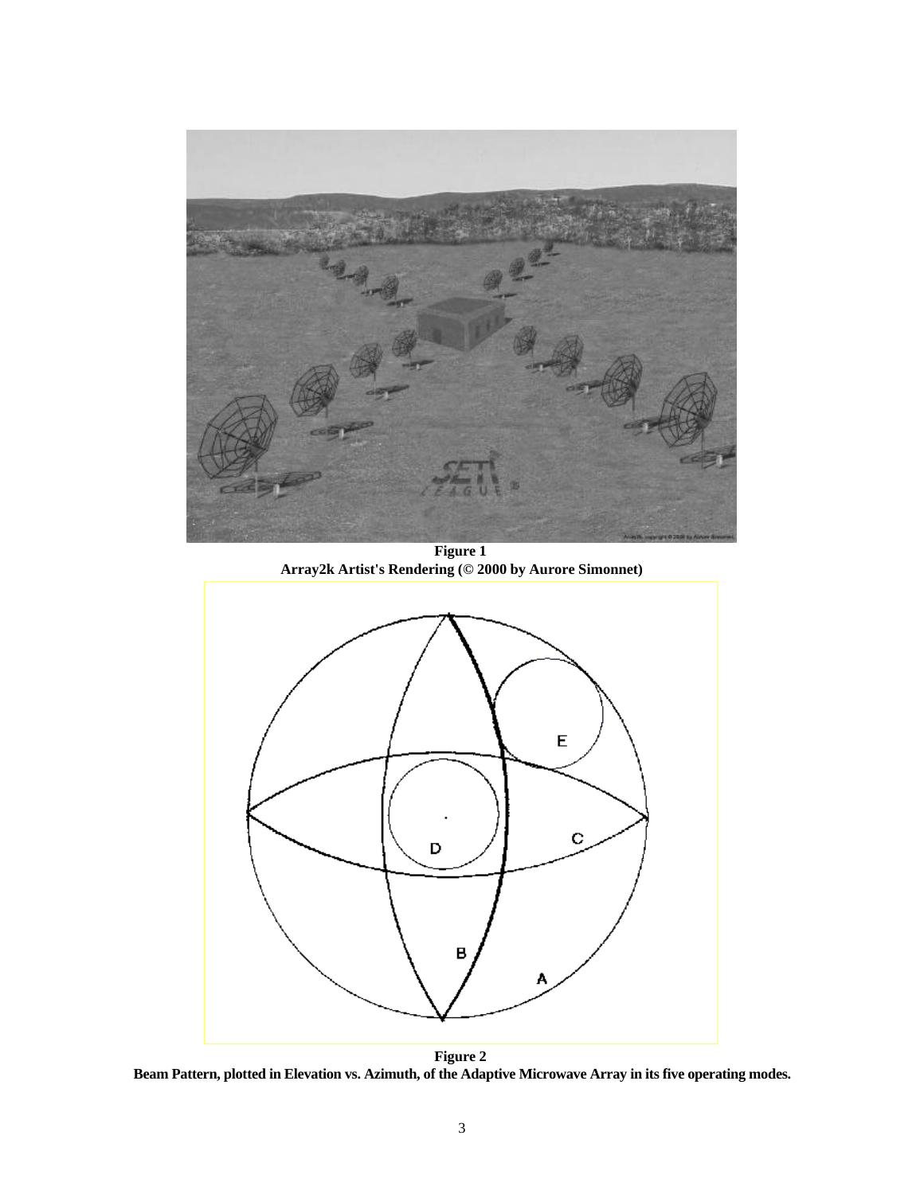**Figure 1**
**Array2k Artist's Rendering (© 2000 by Aurore Simonnet)**

**Figure 2**
**Beam Pattern, plotted in Elevation vs. Azimuth, of the Adaptive Microwave Array in its five operating modes.**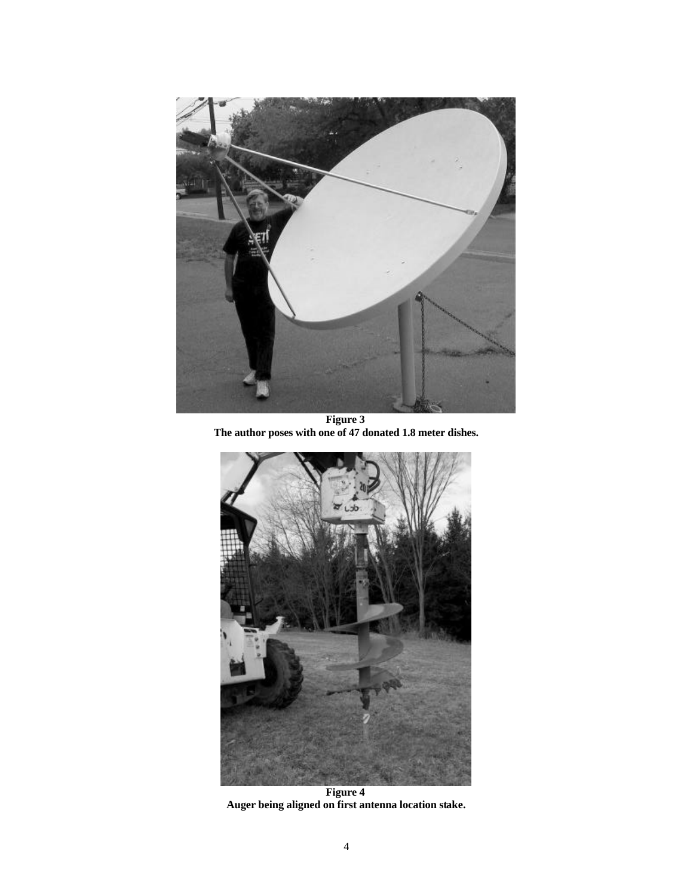**Figure 3**
**The author poses with one of 47 donated 1.8 meter dishes.**

**Figure 4**
**Auger being aligned on first antenna location stake.**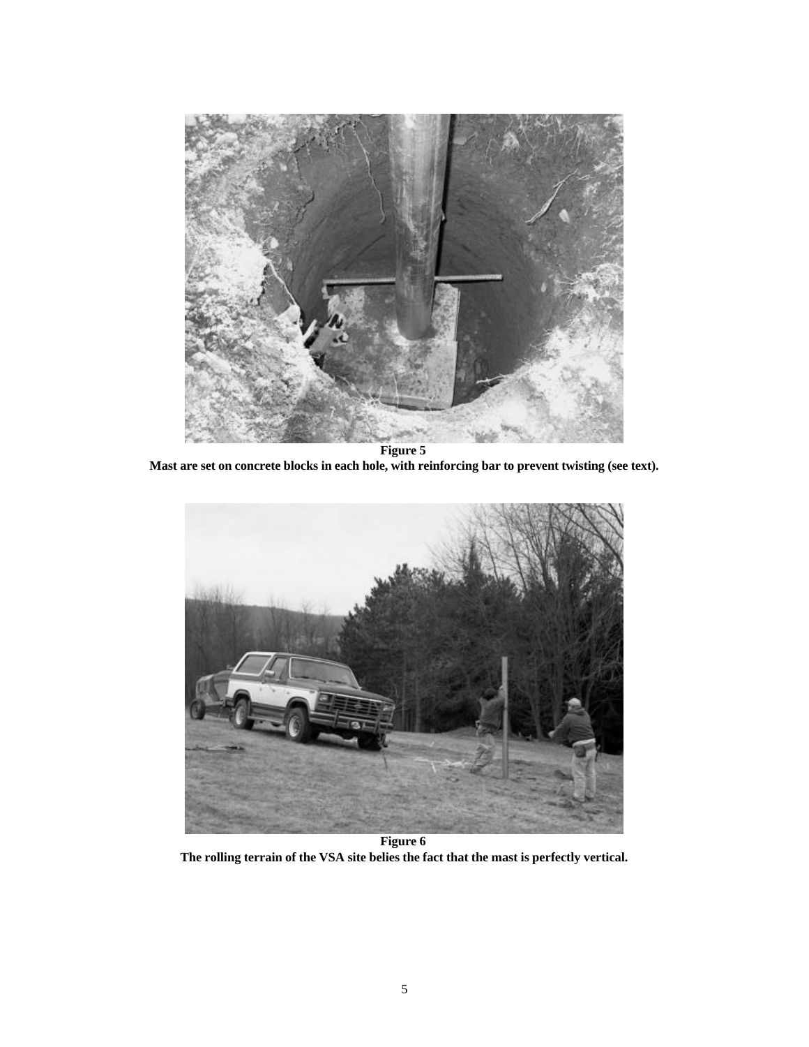**Figure 5**

**Mast are set on concrete blocks in each hole, with reinforcing bar to prevent twisting (see text).**

**Figure 6**

**The rolling terrain of the VSA site belies the fact that the mast is perfectly vertical.**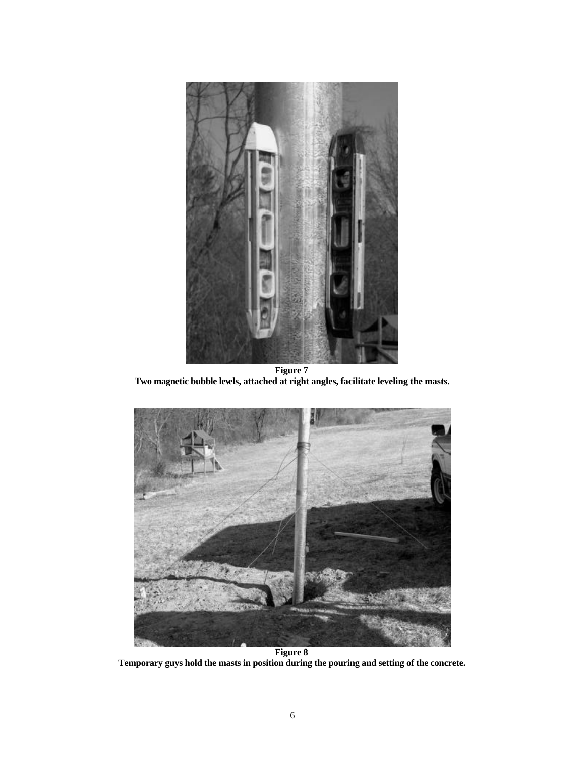**Figure 7**
**Two magnetic bubble levels, attached at right angles, facilitate leveling the masts.**

**Figure 8**
**Temporary guys hold the masts in position during the pouring and setting of the concrete.**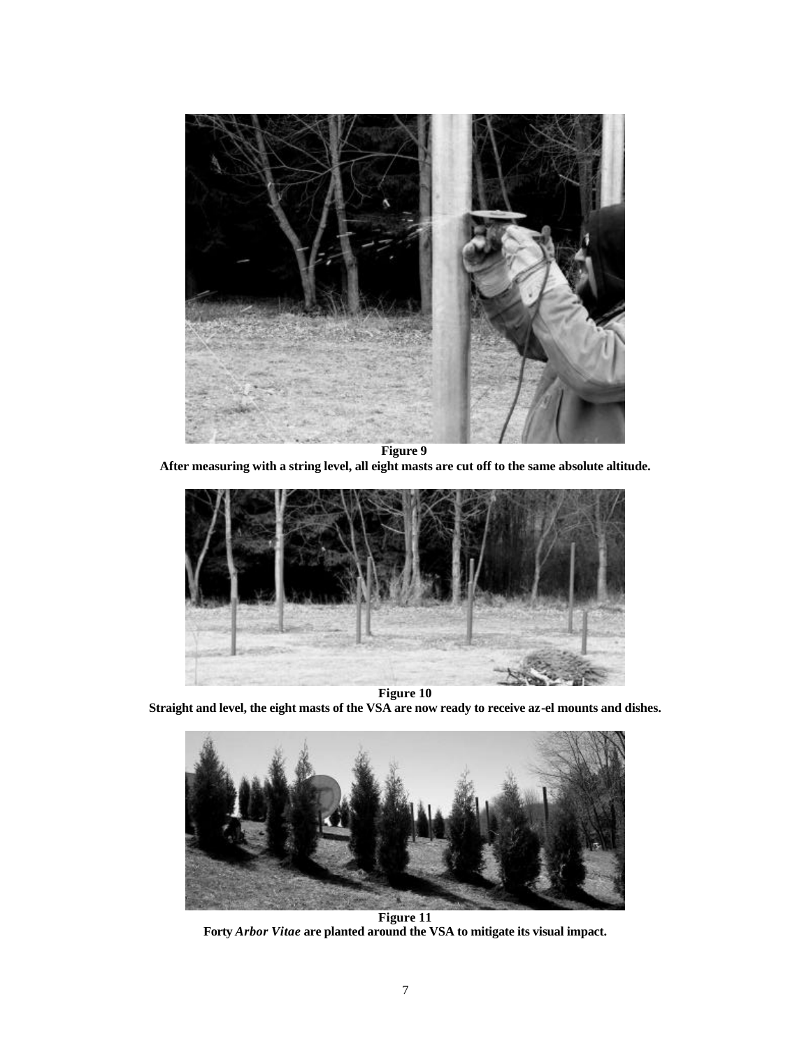**Figure 9**

**After measuring with a string level, all eight masts are cut off to the same absolute altitude.**

**Figure 10**

**Straight and level, the eight masts of the VSA are now ready to receive az-el mounts and dishes.**

**Figure 11**

**Forty *Arbor Vitae* are planted around the VSA to mitigate its visual impact.**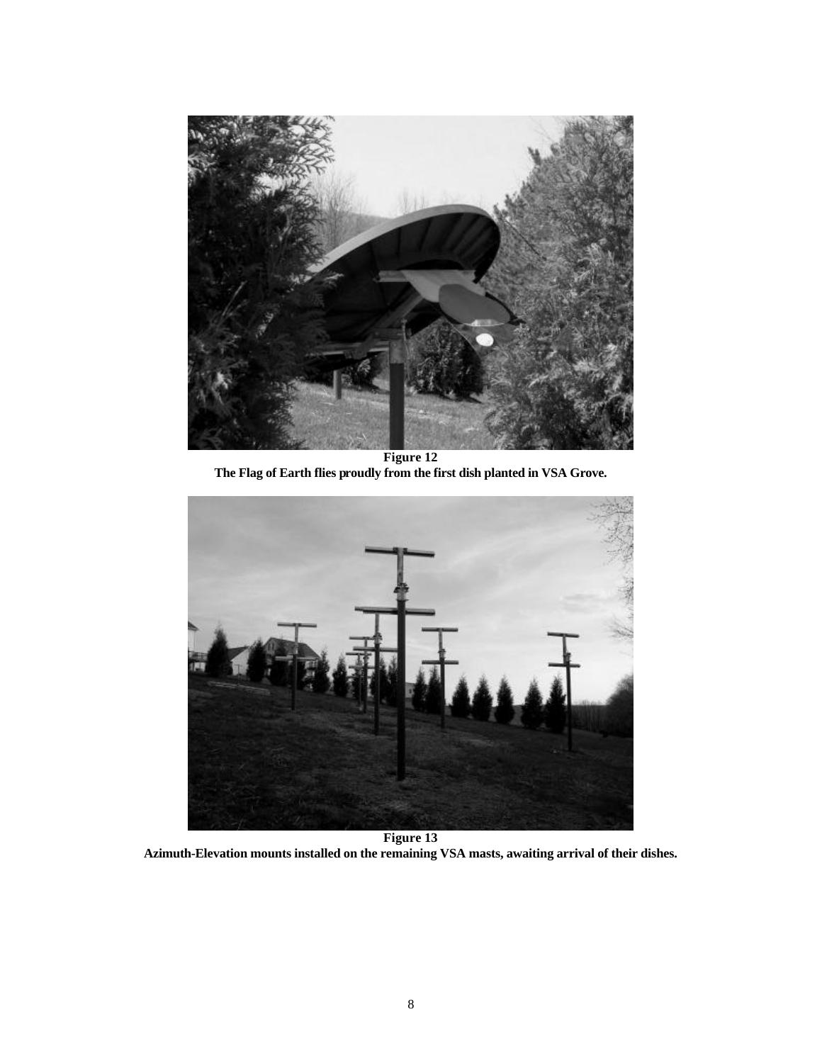**Figure 12**

**The Flag of Earth flies proudly from the first dish planted in VSA Grove.**

**Figure 13**

**Azimuth-Elevation mounts installed on the remaining VSA masts, awaiting arrival of their dishes.**